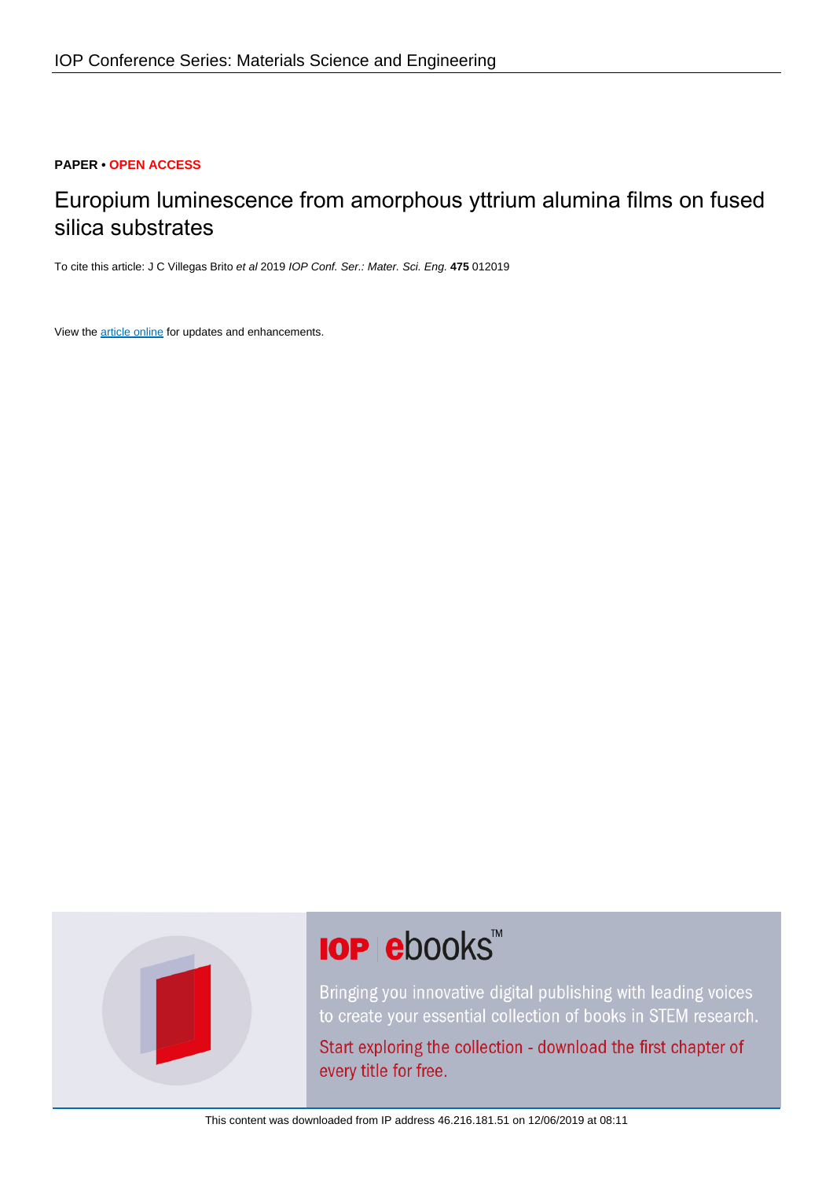**PAPER • OPEN ACCESS**

# Europium luminescence from amorphous yttrium alumina films on fused silica substrates

To cite this article: J C Villegas Brito *et al* 2019 *IOP Conf. Ser.: Mater. Sci. Eng.* **475** 012019

View the article online for updates and enhancements.

This content was downloaded from IP address 46.216.181.51 on 12/06/2019 at 08:11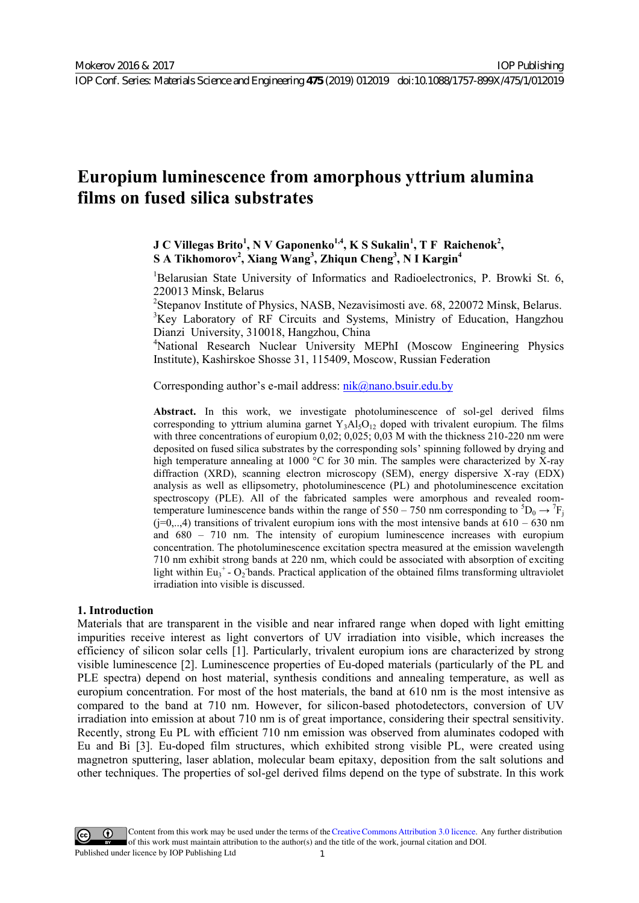# Europium luminescence from amorphous yttrium alumina films on fused silica substrates

**J C Villegas Brito[1], N V Gaponenko[1,4], K S Sukalin[1], T F Raichenok[2], S A Tikhomorov[2], Xiang Wang[3], Zhiqun Cheng[3], N I Kargin[4]**

[1]Belarusian State University of Informatics and Radioelectronics, P. Browki St. 6, 220013 Minsk, Belarus

[2]Stepanov Institute of Physics, NASB, Nezavisimosti ave. 68, 220072 Minsk, Belarus.

[3]Key Laboratory of RF Circuits and Systems, Ministry of Education, Hangzhou Dianzi University, 310018, Hangzhou, China

[4]National Research Nuclear University MEPhI (Moscow Engineering Physics Institute), Kashirskoe Shosse 31, 115409, Moscow, Russian Federation

Corresponding author's e-mail address: nik@nano.bsuir.edu.by

**Abstract.** In this work, we investigate photoluminescence of sol-gel derived films corresponding to yttrium alumina garnet $Y_3Al_5O_{12}$ doped with trivalent europium. The films with three concentrations of europium 0,02; 0,025; 0,03 M with the thickness 210-220 nm were deposited on fused silica substrates by the corresponding sols' spinning followed by drying and high temperature annealing at 1000 °C for 30 min. The samples were characterized by X-ray diffraction (XRD), scanning electron microscopy (SEM), energy dispersive X-ray (EDX) analysis as well as ellipsometry, photoluminescence (PL) and photoluminescence excitation spectroscopy (PLE). All of the fabricated samples were amorphous and revealed room-temperature luminescence bands within the range of 550 – 750 nm corresponding to $^5D_0 \rightarrow {}^7F_j$ (j=0,..,4) transitions of trivalent europium ions with the most intensive bands at 610 – 630 nm and 680 – 710 nm. The intensity of europium luminescence increases with europium concentration. The photoluminescence excitation spectra measured at the emission wavelength 710 nm exhibit strong bands at 220 nm, which could be associated with absorption of exciting light within $Eu_3^+$ - $O_2^-$ bands. Practical application of the obtained films transforming ultraviolet irradiation into visible is discussed.

## 1. Introduction

Materials that are transparent in the visible and near infrared range when doped with light emitting impurities receive interest as light convertors of UV irradiation into visible, which increases the efficiency of silicon solar cells [1]. Particularly, trivalent europium ions are characterized by strong visible luminescence [2]. Luminescence properties of Eu-doped materials (particularly of the PL and PLE spectra) depend on host material, synthesis conditions and annealing temperature, as well as europium concentration. For most of the host materials, the band at 610 nm is the most intensive as compared to the band at 710 nm. However, for silicon-based photodetectors, conversion of UV irradiation into emission at about 710 nm is of great importance, considering their spectral sensitivity. Recently, strong Eu PL with efficient 710 nm emission was observed from aluminates codoped with Eu and Bi [3]. Eu-doped film structures, which exhibited strong visible PL, were created using magnetron sputtering, laser ablation, molecular beam epitaxy, deposition from the salt solutions and other techniques. The properties of sol-gel derived films depend on the type of substrate. In this work

Content from this work may be used under the terms of the Creative Commons Attribution 3.0 licence. Any further distribution of this work must maintain attribution to the author(s) and the title of the work, journal citation and DOI.
Published under licence by IOP Publishing Ltd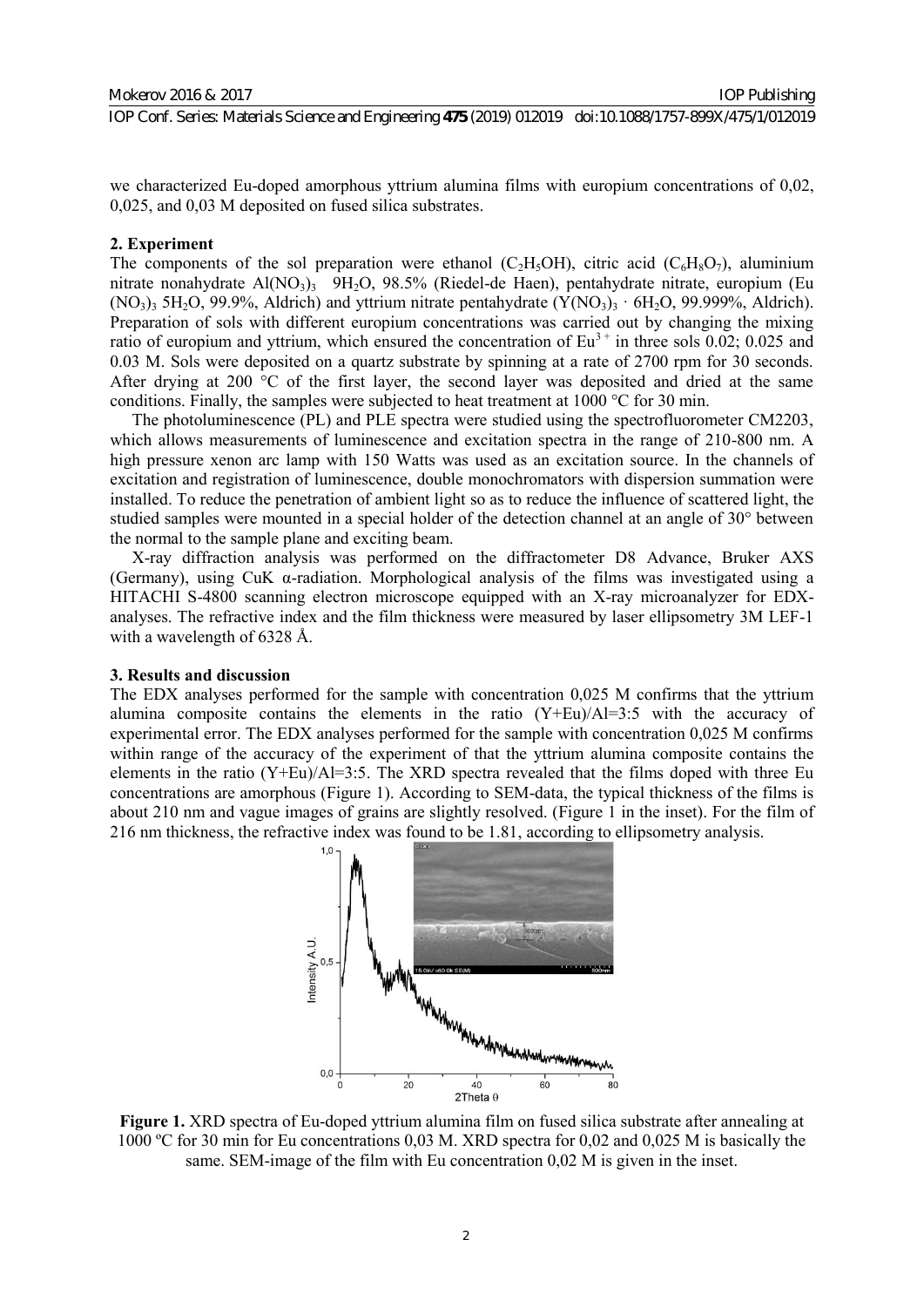we characterized Eu-doped amorphous yttrium alumina films with europium concentrations of 0,02, 0,025, and 0,03 M deposited on fused silica substrates.

## 2. Experiment

The components of the sol preparation were ethanol ($C_2H_5OH$), citric acid ($C_6H_8O_7$), aluminium nitrate nonahydrate $Al(NO_3)_3$ $9H_2O$, 98.5% (Riedel-de Haen), pentahydrate nitrate, europium ($Eu(NO_3)_3$ $5H_2O$, 99.9%, Aldrich) and yttrium nitrate pentahydrate ($Y(NO_3)_3 \cdot 6H_2O$, 99.999%, Aldrich). Preparation of sols with different europium concentrations was carried out by changing the mixing ratio of europium and yttrium, which ensured the concentration of $Eu^{3+}$ in three sols 0.02; 0.025 and 0.03 M. Sols were deposited on a quartz substrate by spinning at a rate of 2700 rpm for 30 seconds. After drying at 200 °C of the first layer, the second layer was deposited and dried at the same conditions. Finally, the samples were subjected to heat treatment at 1000 °C for 30 min.

The photoluminescence (PL) and PLE spectra were studied using the spectrofluorometer CM2203, which allows measurements of luminescence and excitation spectra in the range of 210-800 nm. A high pressure xenon arc lamp with 150 Watts was used as an excitation source. In the channels of excitation and registration of luminescence, double monochromators with dispersion summation were installed. To reduce the penetration of ambient light so as to reduce the influence of scattered light, the studied samples were mounted in a special holder of the detection channel at an angle of 30° between the normal to the sample plane and exciting beam.

X-ray diffraction analysis was performed on the diffractometer D8 Advance, Bruker AXS (Germany), using CuK α-radiation. Morphological analysis of the films was investigated using a HITACHI S-4800 scanning electron microscope equipped with an X-ray microanalyzer for EDX-analyses. The refractive index and the film thickness were measured by laser ellipsometry 3M LEF-1 with a wavelength of 6328 Å.

## 3. Results and discussion

The EDX analyses performed for the sample with concentration 0,025 M confirms that the yttrium alumina composite contains the elements in the ratio (Y+Eu)/Al=3:5 with the accuracy of experimental error. The EDX analyses performed for the sample with concentration 0,025 M confirms within range of the accuracy of the experiment of that the yttrium alumina composite contains the elements in the ratio (Y+Eu)/Al=3:5. The XRD spectra revealed that the films doped with three Eu concentrations are amorphous (Figure 1). According to SEM-data, the typical thickness of the films is about 210 nm and vague images of grains are slightly resolved. (Figure 1 in the inset). For the film of 216 nm thickness, the refractive index was found to be 1.81, according to ellipsometry analysis.

**Figure 1.** XRD spectra of Eu-doped yttrium alumina film on fused silica substrate after annealing at 1000 ºC for 30 min for Eu concentrations 0,03 M. XRD spectra for 0,02 and 0,025 M is basically the same. SEM-image of the film with Eu concentration 0,02 M is given in the inset.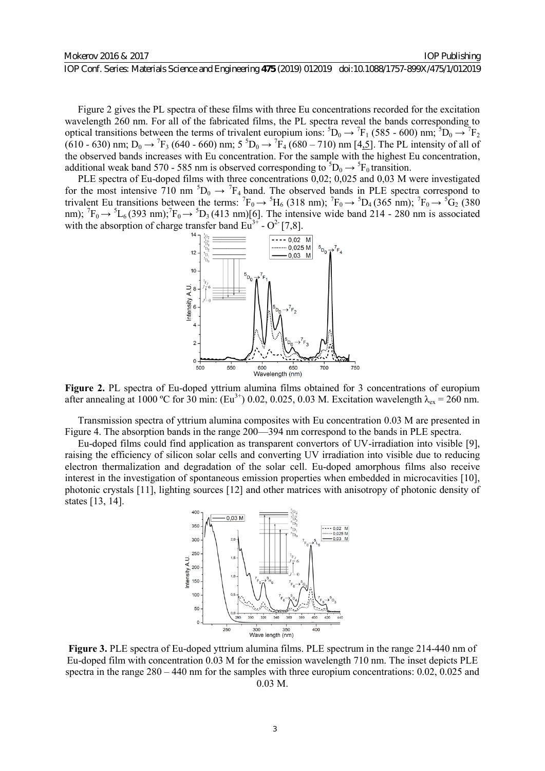Figure 2 gives the PL spectra of these films with three Eu concentrations recorded for the excitation wavelength 260 nm. For all of the fabricated films, the PL spectra reveal the bands corresponding to optical transitions between the terms of trivalent europium ions: $^5D_0 \rightarrow {}^7F_1$ (585 - 600) nm; $^5D_0 \rightarrow {}^7F_2$ (610 - 630) nm; $D_0 \rightarrow {}^7F_3$ (640 - 660) nm; 5 $^5D_0 \rightarrow {}^7F_4$ (680 – 710) nm [4,5]. The PL intensity of all of the observed bands increases with Eu concentration. For the sample with the highest Eu concentration, additional weak band 570 - 585 nm is observed corresponding to $^5D_0 \rightarrow {}^5F_0$ transition.

PLE spectra of Eu-doped films with three concentrations 0,02; 0,025 and 0,03 M were investigated for the most intensive 710 nm $^5D_0 \rightarrow {}^7F_4$ band. The observed bands in PLE spectra correspond to trivalent Eu transitions between the terms: $^7F_0 \rightarrow {}^5H_6$ (318 nm); $^7F_0 \rightarrow {}^5D_4$ (365 nm); $^7F_0 \rightarrow {}^5G_2$ (380 nm); $^7F_0 \rightarrow {}^5L_6$ (393 nm); $^7F_0 \rightarrow {}^5D_3$ (413 nm)[6]. The intensive wide band 214 - 280 nm is associated with the absorption of charge transfer band $Eu^{3+}$ - $O^{2-}$ [7,8].

**Figure 2.** PL spectra of Eu-doped yttrium alumina films obtained for 3 concentrations of europium after annealing at 1000 ºC for 30 min: ($Eu^{3+}$) 0.02, 0.025, 0.03 M. Excitation wavelength $\lambda_{ex}$ = 260 nm.

Transmission spectra of yttrium alumina composites with Eu concentration 0.03 M are presented in Figure 4. The absorption bands in the range 200—394 nm correspond to the bands in PLE spectra.

Eu-doped films could find application as transparent convertors of UV-irradiation into visible [9], raising the efficiency of silicon solar cells and converting UV irradiation into visible due to reducing electron thermalization and degradation of the solar cell. Eu-doped amorphous films also receive interest in the investigation of spontaneous emission properties when embedded in microcavities [10], photonic crystals [11], lighting sources [12] and other matrices with anisotropy of photonic density of states [13, 14].

**Figure 3.** PLE spectra of Eu-doped yttrium alumina films. PLE spectrum in the range 214-440 nm of Eu-doped film with concentration 0.03 M for the emission wavelength 710 nm. The inset depicts PLE spectra in the range 280 – 440 nm for the samples with three europium concentrations: 0.02, 0.025 and 0.03 M.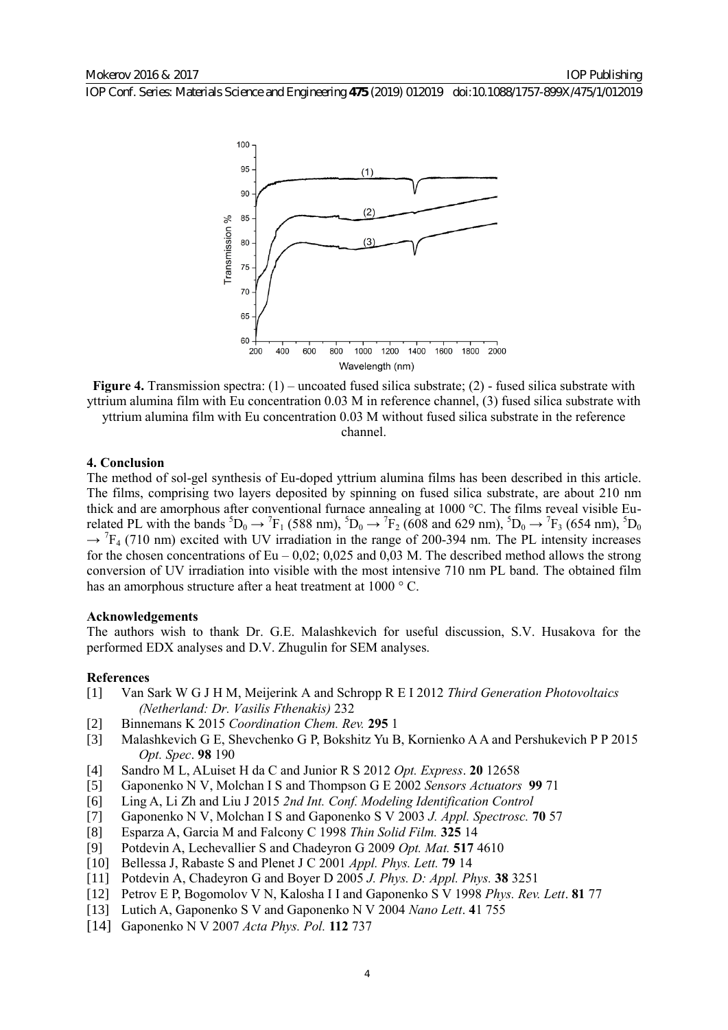100
95
90
85
80
75
70
65
60
200 400 600 800 1000 1200 1400 1600 1800 2000
Transmission %
Wavelength (nm)
(1)
(2)
(3)

**Figure 4.** Transmission spectra: (1) – uncoated fused silica substrate; (2) - fused silica substrate with yttrium alumina film with Eu concentration 0.03 M in reference channel, (3) fused silica substrate with yttrium alumina film with Eu concentration 0.03 M without fused silica substrate in the reference channel.

## 4. Conclusion

The method of sol-gel synthesis of Eu-doped yttrium alumina films has been described in this article. The films, comprising two layers deposited by spinning on fused silica substrate, are about 210 nm thick and are amorphous after conventional furnace annealing at 1000 °C. The films reveal visible Eu-related PL with the bands $^5D_0 \rightarrow {}^7F_1$ (588 nm), $^5D_0 \rightarrow {}^7F_2$ (608 and 629 nm), $^5D_0 \rightarrow {}^7F_3$ (654 nm), $^5D_0 \rightarrow {}^7F_4$ (710 nm) excited with UV irradiation in the range of 200-394 nm. The PL intensity increases for the chosen concentrations of Eu – 0,02; 0,025 and 0,03 M. The described method allows the strong conversion of UV irradiation into visible with the most intensive 710 nm PL band. The obtained film has an amorphous structure after a heat treatment at 1000 ° C.

### Acknowledgements

The authors wish to thank Dr. G.E. Malashkevich for useful discussion, S.V. Husakova for the performed EDX analyses and D.V. Zhugulin for SEM analyses.

### References

[1] Van Sark W G J H M, Meijerink A and Schropp R E I 2012 *Third Generation Photovoltaics (Netherland: Dr. Vasilis Fthenakis)* 232

[2] Binnemans K 2015 *Coordination Chem. Rev.* **295** 1

[3] Malashkevich G E, Shevchenko G P, Bokshitz Yu B, Kornienko A A and Pershukevich P P 2015 *Opt. Spec*. **98** 190

[4] Sandro M L, ALuiset H da C and Junior R S 2012 *Opt. Express*. **20** 12658

[5] Gaponenko N V, Molchan I S and Thompson G E 2002 *Sensors Actuators* **99** 71

[6] Ling A, Li Zh and Liu J 2015 *2nd Int. Conf. Modeling Identification Control*

[7] Gaponenko N V, Molchan I S and Gaponenko S V 2003 *J. Appl. Spectrosc.* **70** 57

[8] Esparza A, Garcia M and Falcony C 1998 *Thin Solid Film.* **325** 14

[9] Potdevin A, Lechevallier S and Chadeyron G 2009 *Opt. Mat.* **517** 4610

[10] Bellessa J, Rabaste S and Plenet J C 2001 *Appl. Phys. Lett.* **79** 14

[11] Potdevin A, Chadeyron G and Boyer D 2005 *J. Phys. D: Appl. Phys.* **38** 3251

[12] Petrov E P, Bogomolov V N, Kalosha I I and Gaponenko S V 1998 *Phys. Rev. Lett*. **81** 77

[13] Lutich A, Gaponenko S V and Gaponenko N V 2004 *Nano Lett*. **4**1 755

[14] Gaponenko N V 2007 *Acta Phys. Pol.* **112** 737